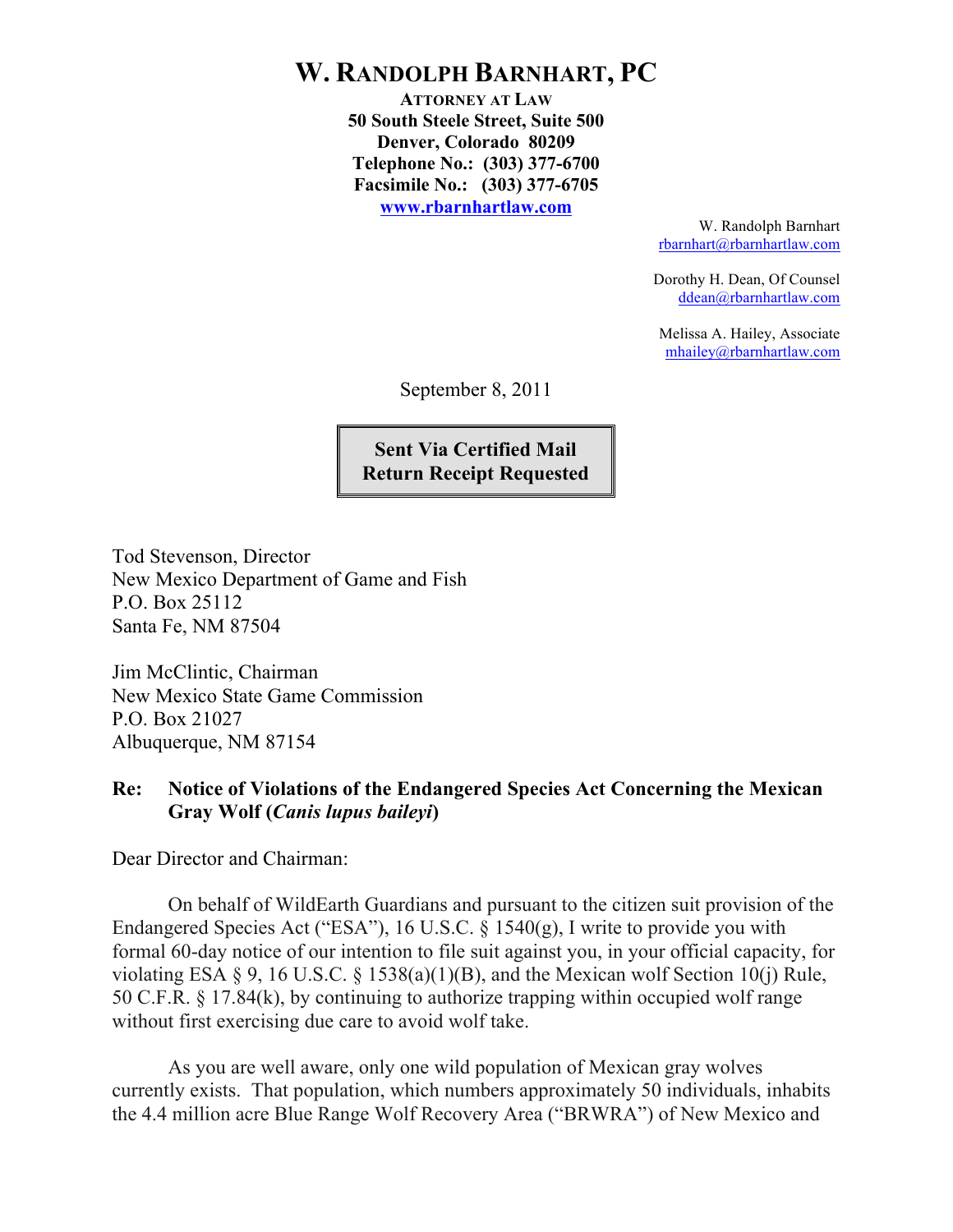# W. RANDOLPH BARNHART, PC

**ATTORNEY AT LAW**
**50 South Steele Street, Suite 500**
**Denver, Colorado 80209**
**Telephone No.: (303) 377-6700**
**Facsimile No.: (303) 377-6705**
**www.rbarnhartlaw.com**

W. Randolph Barnhart
rbarnhart@rbarnhartlaw.com

Dorothy H. Dean, Of Counsel
ddean@rbarnhartlaw.com

Melissa A. Hailey, Associate
mhailey@rbarnhartlaw.com

September 8, 2011

**Sent Via Certified Mail**
**Return Receipt Requested**

Tod Stevenson, Director
New Mexico Department of Game and Fish
P.O. Box 25112
Santa Fe, NM 87504

Jim McClintic, Chairman
New Mexico State Game Commission
P.O. Box 21027
Albuquerque, NM 87154

**Re: Notice of Violations of the Endangered Species Act Concerning the Mexican Gray Wolf (*Canis lupus baileyi*)**

Dear Director and Chairman:

On behalf of WildEarth Guardians and pursuant to the citizen suit provision of the Endangered Species Act ("ESA"), 16 U.S.C. § 1540(g), I write to provide you with formal 60-day notice of our intention to file suit against you, in your official capacity, for violating ESA § 9, 16 U.S.C. § 1538(a)(1)(B), and the Mexican wolf Section 10(j) Rule, 50 C.F.R. § 17.84(k), by continuing to authorize trapping within occupied wolf range without first exercising due care to avoid wolf take.

As you are well aware, only one wild population of Mexican gray wolves currently exists. That population, which numbers approximately 50 individuals, inhabits the 4.4 million acre Blue Range Wolf Recovery Area ("BRWRA") of New Mexico and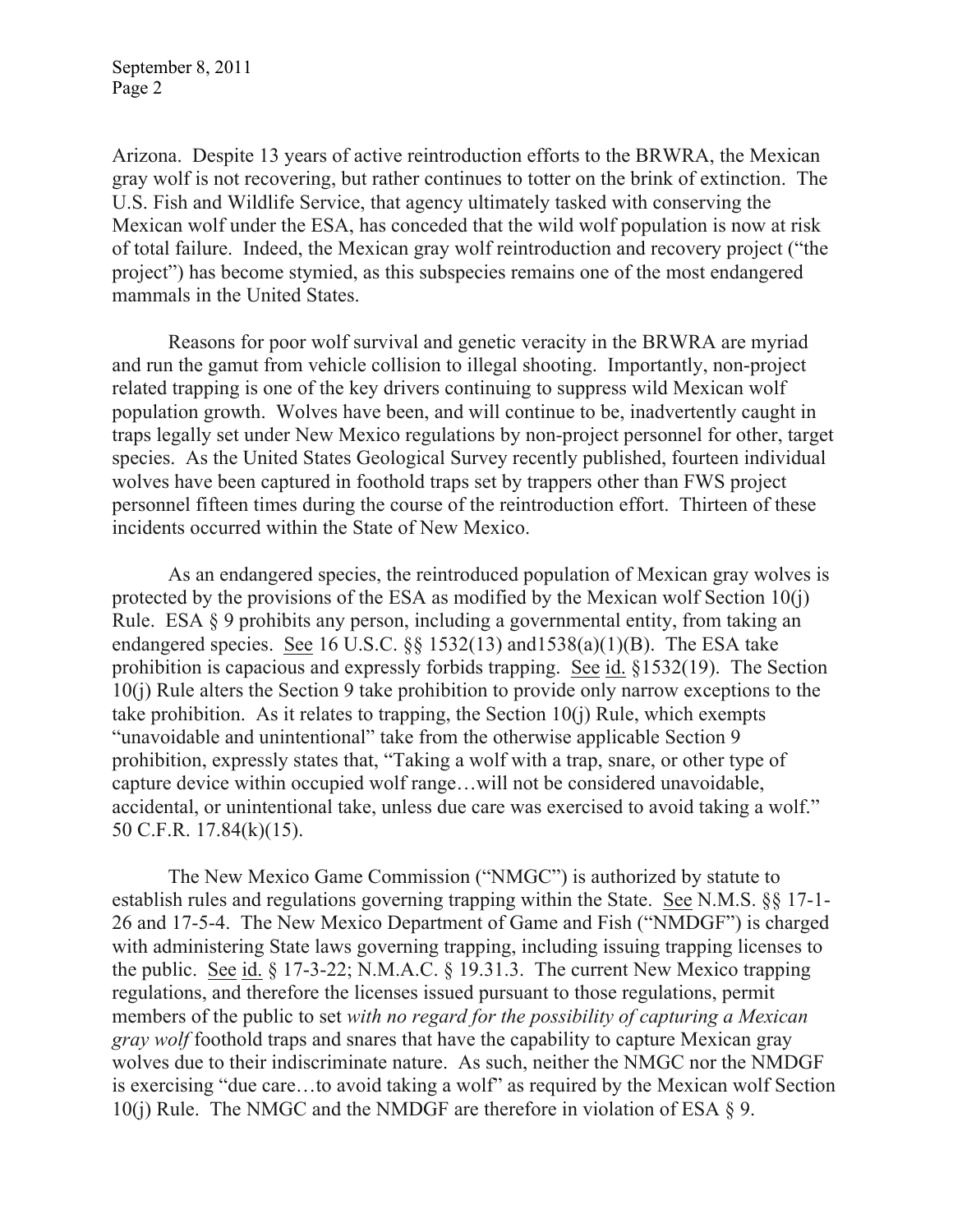Arizona. Despite 13 years of active reintroduction efforts to the BRWRA, the Mexican gray wolf is not recovering, but rather continues to totter on the brink of extinction. The U.S. Fish and Wildlife Service, that agency ultimately tasked with conserving the Mexican wolf under the ESA, has conceded that the wild wolf population is now at risk of total failure. Indeed, the Mexican gray wolf reintroduction and recovery project ("the project") has become stymied, as this subspecies remains one of the most endangered mammals in the United States.

Reasons for poor wolf survival and genetic veracity in the BRWRA are myriad and run the gamut from vehicle collision to illegal shooting. Importantly, non-project related trapping is one of the key drivers continuing to suppress wild Mexican wolf population growth. Wolves have been, and will continue to be, inadvertently caught in traps legally set under New Mexico regulations by non-project personnel for other, target species. As the United States Geological Survey recently published, fourteen individual wolves have been captured in foothold traps set by trappers other than FWS project personnel fifteen times during the course of the reintroduction effort. Thirteen of these incidents occurred within the State of New Mexico.

As an endangered species, the reintroduced population of Mexican gray wolves is protected by the provisions of the ESA as modified by the Mexican wolf Section 10(j) Rule. ESA § 9 prohibits any person, including a governmental entity, from taking an endangered species. See 16 U.S.C. §§ 1532(13) and1538(a)(1)(B). The ESA take prohibition is capacious and expressly forbids trapping. See id. §1532(19). The Section 10(j) Rule alters the Section 9 take prohibition to provide only narrow exceptions to the take prohibition. As it relates to trapping, the Section 10(j) Rule, which exempts "unavoidable and unintentional" take from the otherwise applicable Section 9 prohibition, expressly states that, "Taking a wolf with a trap, snare, or other type of capture device within occupied wolf range…will not be considered unavoidable, accidental, or unintentional take, unless due care was exercised to avoid taking a wolf." 50 C.F.R. 17.84(k)(15).

The New Mexico Game Commission ("NMGC") is authorized by statute to establish rules and regulations governing trapping within the State. See N.M.S. §§ 17-1-26 and 17-5-4. The New Mexico Department of Game and Fish ("NMDGF") is charged with administering State laws governing trapping, including issuing trapping licenses to the public. See id. § 17-3-22; N.M.A.C. § 19.31.3. The current New Mexico trapping regulations, and therefore the licenses issued pursuant to those regulations, permit members of the public to set *with no regard for the possibility of capturing a Mexican gray wolf* foothold traps and snares that have the capability to capture Mexican gray wolves due to their indiscriminate nature. As such, neither the NMGC nor the NMDGF is exercising "due care…to avoid taking a wolf" as required by the Mexican wolf Section 10(j) Rule. The NMGC and the NMDGF are therefore in violation of ESA § 9.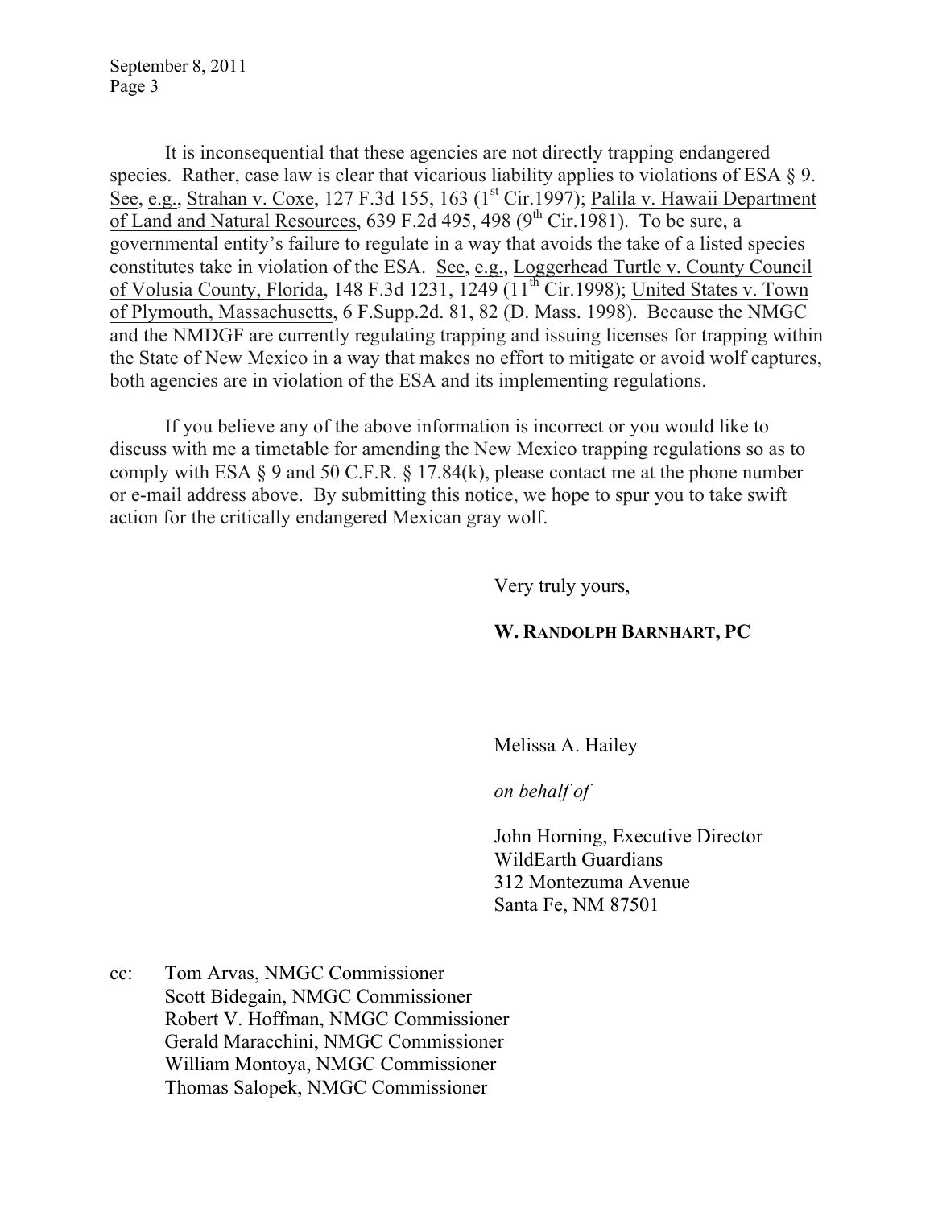It is inconsequential that these agencies are not directly trapping endangered species. Rather, case law is clear that vicarious liability applies to violations of ESA § 9. See, e.g., Strahan v. Coxe, 127 F.3d 155, 163 (1st Cir.1997); Palila v. Hawaii Department of Land and Natural Resources, 639 F.2d 495, 498 (9th Cir.1981). To be sure, a governmental entity's failure to regulate in a way that avoids the take of a listed species constitutes take in violation of the ESA. See, e.g., Loggerhead Turtle v. County Council of Volusia County, Florida, 148 F.3d 1231, 1249 (11th Cir.1998); United States v. Town of Plymouth, Massachusetts, 6 F.Supp.2d. 81, 82 (D. Mass. 1998). Because the NMGC and the NMDGF are currently regulating trapping and issuing licenses for trapping within the State of New Mexico in a way that makes no effort to mitigate or avoid wolf captures, both agencies are in violation of the ESA and its implementing regulations.

If you believe any of the above information is incorrect or you would like to discuss with me a timetable for amending the New Mexico trapping regulations so as to comply with ESA § 9 and 50 C.F.R. § 17.84(k), please contact me at the phone number or e-mail address above. By submitting this notice, we hope to spur you to take swift action for the critically endangered Mexican gray wolf.

Very truly yours,

**W. RANDOLPH BARNHART, PC**

Melissa A. Hailey

*on behalf of*

John Horning, Executive Director
WildEarth Guardians
312 Montezuma Avenue
Santa Fe, NM 87501

cc: Tom Arvas, NMGC Commissioner
Scott Bidegain, NMGC Commissioner
Robert V. Hoffman, NMGC Commissioner
Gerald Maracchini, NMGC Commissioner
William Montoya, NMGC Commissioner
Thomas Salopek, NMGC Commissioner